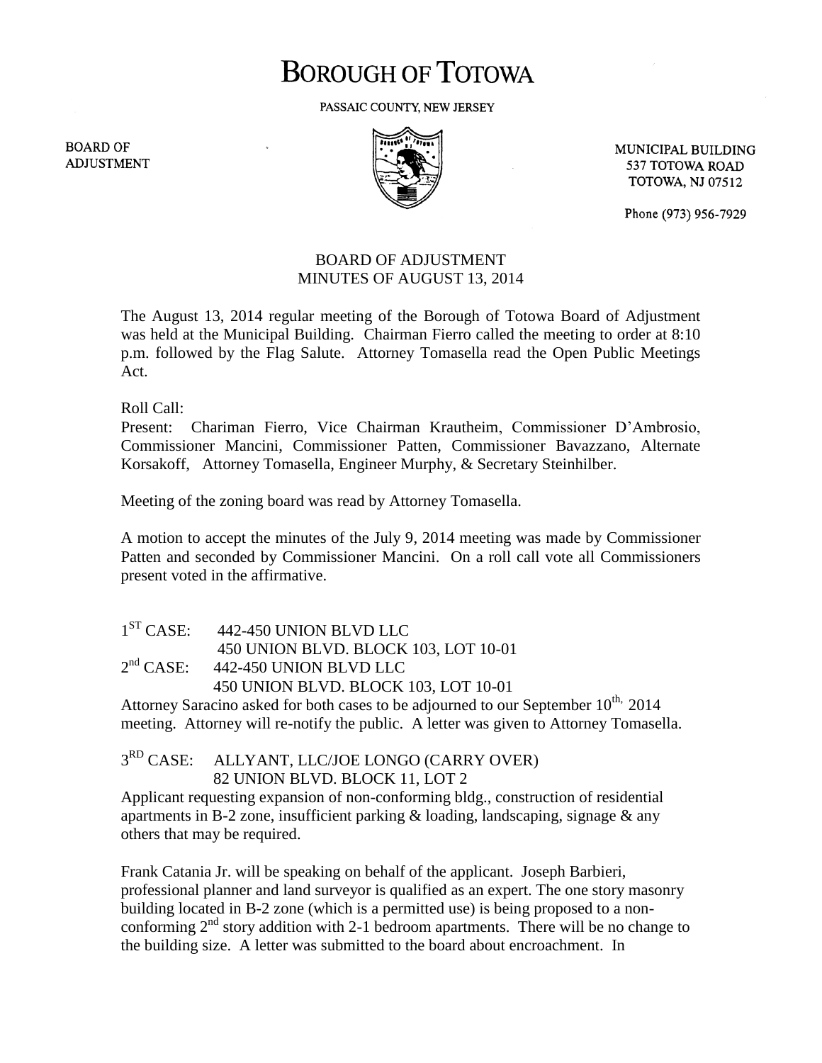# BOROUGH OF TOTOWA

PASSAIC COUNTY, NEW JERSEY

BOARD OF ADJUSTMENT

MUNICIPAL BUILDING
537 TOTOWA ROAD
TOTOWA, NJ 07512

Phone (973) 956-7929

## BOARD OF ADJUSTMENT
## MINUTES OF AUGUST 13, 2014

The August 13, 2014 regular meeting of the Borough of Totowa Board of Adjustment was held at the Municipal Building. Chairman Fierro called the meeting to order at 8:10 p.m. followed by the Flag Salute. Attorney Tomasella read the Open Public Meetings Act.

Roll Call:
Present: Chariman Fierro, Vice Chairman Krautheim, Commissioner D'Ambrosio, Commissioner Mancini, Commissioner Patten, Commissioner Bavazzano, Alternate Korsakoff, Attorney Tomasella, Engineer Murphy, & Secretary Steinhilber.

Meeting of the zoning board was read by Attorney Tomasella.

A motion to accept the minutes of the July 9, 2014 meeting was made by Commissioner Patten and seconded by Commissioner Mancini. On a roll call vote all Commissioners present voted in the affirmative.

1ST CASE: 442-450 UNION BLVD LLC
450 UNION BLVD. BLOCK 103, LOT 10-01
2nd CASE: 442-450 UNION BLVD LLC
450 UNION BLVD. BLOCK 103, LOT 10-01
Attorney Saracino asked for both cases to be adjourned to our September 10th, 2014 meeting. Attorney will re-notify the public. A letter was given to Attorney Tomasella.

3RD CASE: ALLYANT, LLC/JOE LONGO (CARRY OVER)
82 UNION BLVD. BLOCK 11, LOT 2
Applicant requesting expansion of non-conforming bldg., construction of residential apartments in B-2 zone, insufficient parking & loading, landscaping, signage & any others that may be required.

Frank Catania Jr. will be speaking on behalf of the applicant. Joseph Barbieri, professional planner and land surveyor is qualified as an expert. The one story masonry building located in B-2 zone (which is a permitted use) is being proposed to a non-conforming 2nd story addition with 2-1 bedroom apartments. There will be no change to the building size. A letter was submitted to the board about encroachment. In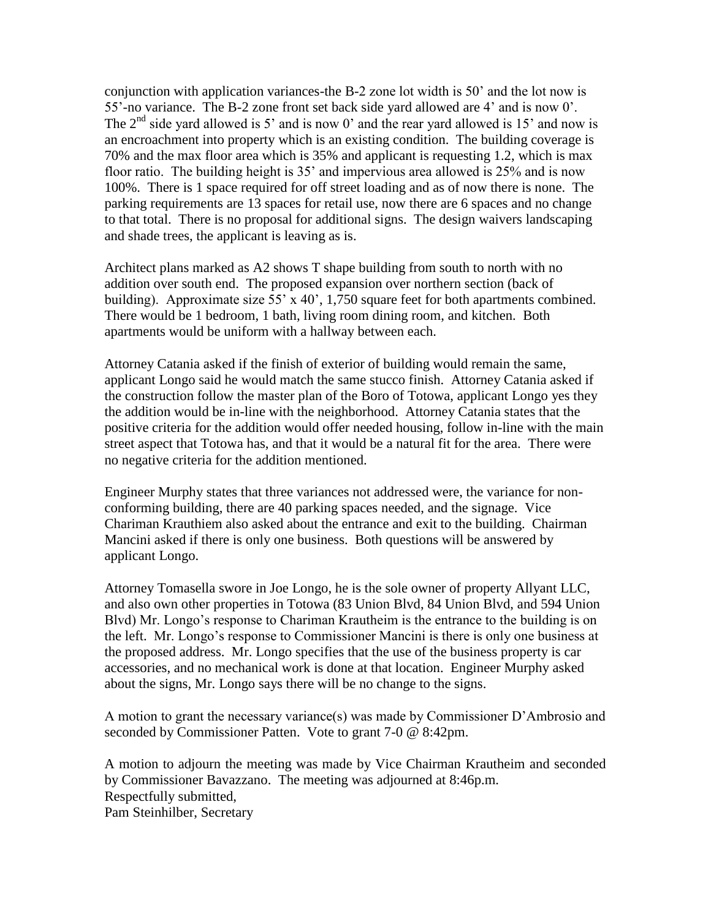conjunction with application variances-the B-2 zone lot width is 50' and the lot now is 55'-no variance. The B-2 zone front set back side yard allowed are 4' and is now 0'. The 2nd side yard allowed is 5' and is now 0' and the rear yard allowed is 15' and now is an encroachment into property which is an existing condition. The building coverage is 70% and the max floor area which is 35% and applicant is requesting 1.2, which is max floor ratio. The building height is 35' and impervious area allowed is 25% and is now 100%. There is 1 space required for off street loading and as of now there is none. The parking requirements are 13 spaces for retail use, now there are 6 spaces and no change to that total. There is no proposal for additional signs. The design waivers landscaping and shade trees, the applicant is leaving as is.

Architect plans marked as A2 shows T shape building from south to north with no addition over south end. The proposed expansion over northern section (back of building). Approximate size 55' x 40', 1,750 square feet for both apartments combined. There would be 1 bedroom, 1 bath, living room dining room, and kitchen. Both apartments would be uniform with a hallway between each.

Attorney Catania asked if the finish of exterior of building would remain the same, applicant Longo said he would match the same stucco finish. Attorney Catania asked if the construction follow the master plan of the Boro of Totowa, applicant Longo yes they the addition would be in-line with the neighborhood. Attorney Catania states that the positive criteria for the addition would offer needed housing, follow in-line with the main street aspect that Totowa has, and that it would be a natural fit for the area. There were no negative criteria for the addition mentioned.

Engineer Murphy states that three variances not addressed were, the variance for non-conforming building, there are 40 parking spaces needed, and the signage. Vice Chariman Krauthiem also asked about the entrance and exit to the building. Chairman Mancini asked if there is only one business. Both questions will be answered by applicant Longo.

Attorney Tomasella swore in Joe Longo, he is the sole owner of property Allyant LLC, and also own other properties in Totowa (83 Union Blvd, 84 Union Blvd, and 594 Union Blvd) Mr. Longo's response to Chariman Krautheim is the entrance to the building is on the left. Mr. Longo's response to Commissioner Mancini is there is only one business at the proposed address. Mr. Longo specifies that the use of the business property is car accessories, and no mechanical work is done at that location. Engineer Murphy asked about the signs, Mr. Longo says there will be no change to the signs.

A motion to grant the necessary variance(s) was made by Commissioner D'Ambrosio and seconded by Commissioner Patten. Vote to grant 7-0 @ 8:42pm.

A motion to adjourn the meeting was made by Vice Chairman Krautheim and seconded by Commissioner Bavazzano. The meeting was adjourned at 8:46p.m.
Respectfully submitted,
Pam Steinhilber, Secretary